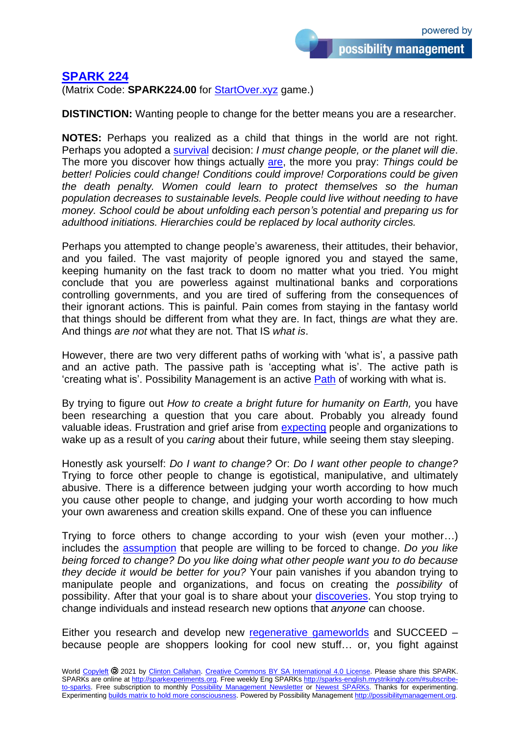# SPARK 224

(Matrix Code: **SPARK224.00** for StartOver.xyz game.)

**DISTINCTION:** Wanting people to change for the better means you are a researcher.

**NOTES:** Perhaps you realized as a child that things in the world are not right. Perhaps you adopted a survival decision: *I must change people, or the planet will die*. The more you discover how things actually are, the more you pray: *Things could be better! Policies could change! Conditions could improve! Corporations could be given the death penalty. Women could learn to protect themselves so the human population decreases to sustainable levels. People could live without needing to have money. School could be about unfolding each person's potential and preparing us for adulthood initiations. Hierarchies could be replaced by local authority circles.*

Perhaps you attempted to change people's awareness, their attitudes, their behavior, and you failed. The vast majority of people ignored you and stayed the same, keeping humanity on the fast track to doom no matter what you tried. You might conclude that you are powerless against multinational banks and corporations controlling governments, and you are tired of suffering from the consequences of their ignorant actions. This is painful. Pain comes from staying in the fantasy world that things should be different from what they are. In fact, things *are* what they are. And things *are not* what they are not. That IS *what is*.

However, there are two very different paths of working with 'what is', a passive path and an active path. The passive path is 'accepting what is'. The active path is 'creating what is'. Possibility Management is an active Path of working with what is.

By trying to figure out *How to create a bright future for humanity on Earth,* you have been researching a question that you care about. Probably you already found valuable ideas. Frustration and grief arise from expecting people and organizations to wake up as a result of you *caring* about their future, while seeing them stay sleeping.

Honestly ask yourself: *Do I want to change?* Or: *Do I want other people to change?* Trying to force other people to change is egotistical, manipulative, and ultimately abusive. There is a difference between judging your worth according to how much you cause other people to change, and judging your worth according to how much your own awareness and creation skills expand. One of these you can influence

Trying to force others to change according to your wish (even your mother…) includes the assumption that people are willing to be forced to change. *Do you like being forced to change? Do you like doing what other people want you to do because they decide it would be better for you?* Your pain vanishes if you abandon trying to manipulate people and organizations, and focus on creating the *possibility* of possibility. After that your goal is to share about your discoveries. You stop trying to change individuals and instead research new options that *anyone* can choose.

Either you research and develop new regenerative gameworlds and SUCCEED – because people are shoppers looking for cool new stuff… or, you fight against

World Copyleft 🄯 2021 by Clinton Callahan. Creative Commons BY SA International 4.0 License. Please share this SPARK. SPARKs are online at http://sparkexperiments.org. Free weekly Eng SPARKs http://sparks-english.mystrikingly.com/#subscribe-to-sparks. Free subscription to monthly Possibility Management Newsletter or Newest SPARKs. Thanks for experimenting. Experimenting builds matrix to hold more consciousness. Powered by Possibility Management http://possibilitymanagement.org.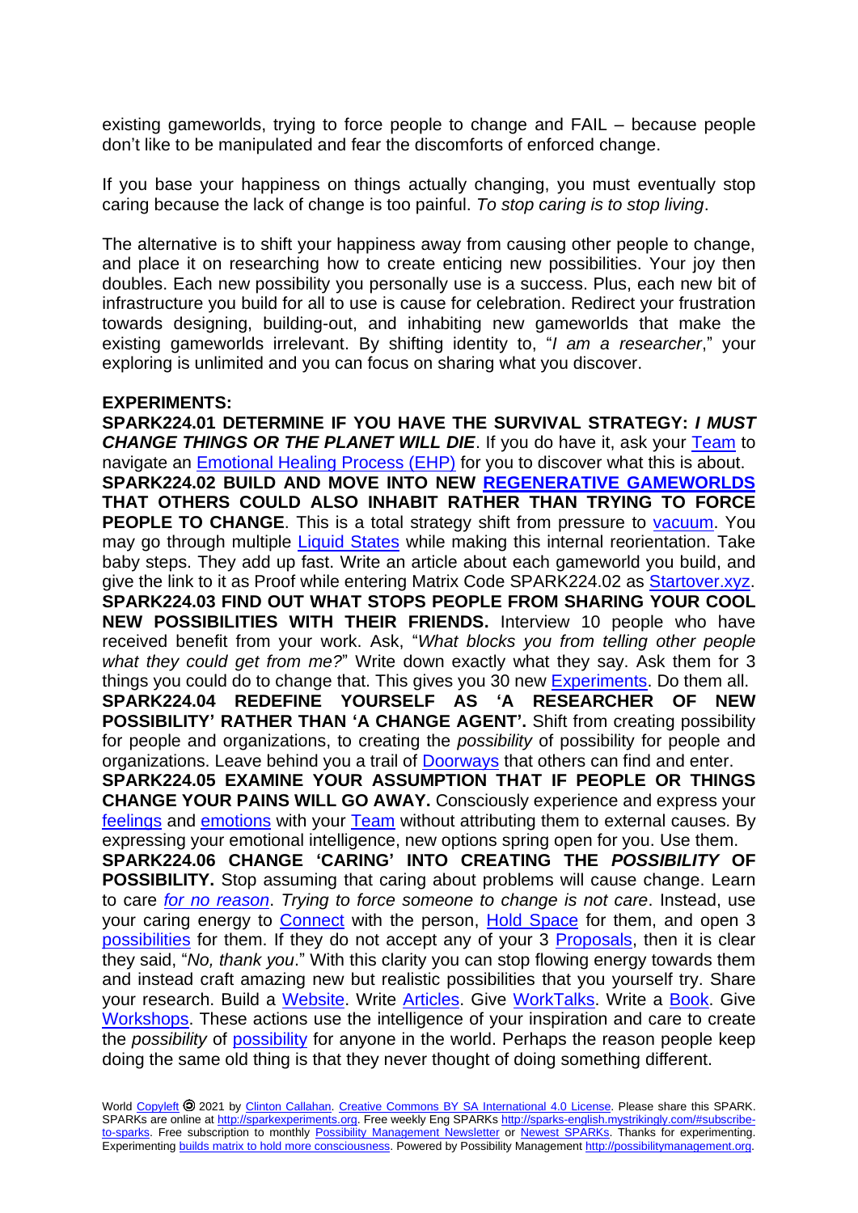existing gameworlds, trying to force people to change and FAIL – because people don't like to be manipulated and fear the discomforts of enforced change.

If you base your happiness on things actually changing, you must eventually stop caring because the lack of change is too painful. *To stop caring is to stop living*.

The alternative is to shift your happiness away from causing other people to change, and place it on researching how to create enticing new possibilities. Your joy then doubles. Each new possibility you personally use is a success. Plus, each new bit of infrastructure you build for all to use is cause for celebration. Redirect your frustration towards designing, building-out, and inhabiting new gameworlds that make the existing gameworlds irrelevant. By shifting identity to, "*I am a researcher*," your exploring is unlimited and you can focus on sharing what you discover.

**EXPERIMENTS:**

**SPARK224.01 DETERMINE IF YOU HAVE THE SURVIVAL STRATEGY: *I MUST CHANGE THINGS OR THE PLANET WILL DIE*.** If you do have it, ask your Team to navigate an Emotional Healing Process (EHP) for you to discover what this is about.

**SPARK224.02 BUILD AND MOVE INTO NEW REGENERATIVE GAMEWORLDS THAT OTHERS COULD ALSO INHABIT RATHER THAN TRYING TO FORCE PEOPLE TO CHANGE**. This is a total strategy shift from pressure to vacuum. You may go through multiple Liquid States while making this internal reorientation. Take baby steps. They add up fast. Write an article about each gameworld you build, and give the link to it as Proof while entering Matrix Code SPARK224.02 as Startover.xyz.

**SPARK224.03 FIND OUT WHAT STOPS PEOPLE FROM SHARING YOUR COOL NEW POSSIBILITIES WITH THEIR FRIENDS.** Interview 10 people who have received benefit from your work. Ask, "*What blocks you from telling other people what they could get from me?*" Write down exactly what they say. Ask them for 3 things you could do to change that. This gives you 30 new Experiments. Do them all.

**SPARK224.04 REDEFINE YOURSELF AS 'A RESEARCHER OF NEW POSSIBILITY' RATHER THAN 'A CHANGE AGENT'.** Shift from creating possibility for people and organizations, to creating the *possibility* of possibility for people and organizations. Leave behind you a trail of Doorways that others can find and enter.

**SPARK224.05 EXAMINE YOUR ASSUMPTION THAT IF PEOPLE OR THINGS CHANGE YOUR PAINS WILL GO AWAY.** Consciously experience and express your feelings and emotions with your Team without attributing them to external causes. By expressing your emotional intelligence, new options spring open for you. Use them.

**SPARK224.06 CHANGE 'CARING' INTO CREATING THE *POSSIBILITY* OF POSSIBILITY.** Stop assuming that caring about problems will cause change. Learn to care *for no reason*. *Trying to force someone to change is not care*. Instead, use your caring energy to Connect with the person, Hold Space for them, and open 3 possibilities for them. If they do not accept any of your 3 Proposals, then it is clear they said, "*No, thank you*." With this clarity you can stop flowing energy towards them and instead craft amazing new but realistic possibilities that you yourself try. Share your research. Build a Website. Write Articles. Give WorkTalks. Write a Book. Give Workshops. These actions use the intelligence of your inspiration and care to create the *possibility* of possibility for anyone in the world. Perhaps the reason people keep doing the same old thing is that they never thought of doing something different.

World Copyleft 🄯 2021 by Clinton Callahan. Creative Commons BY SA International 4.0 License. Please share this SPARK. SPARKs are online at http://sparkexperiments.org. Free weekly Eng SPARKs http://sparks-english.mystrikingly.com/#subscribe-to-sparks. Free subscription to monthly Possibility Management Newsletter or Newest SPARKs. Thanks for experimenting. Experimenting builds matrix to hold more consciousness. Powered by Possibility Management http://possibilitymanagement.org.